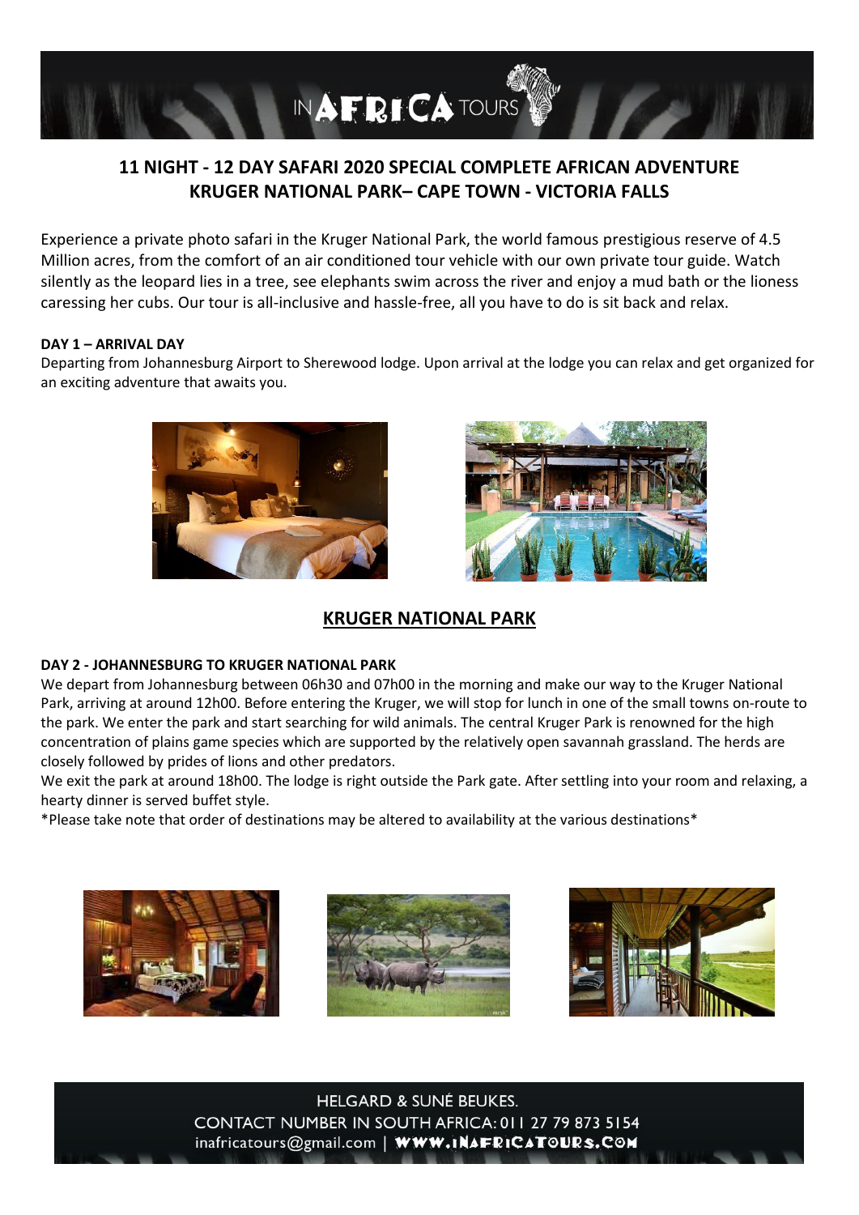# 11 NIGHT - 12 DAY SAFARI 2020 SPECIAL COMPLETE AFRICAN ADVENTURE
# KRUGER NATIONAL PARK– CAPE TOWN - VICTORIA FALLS

Experience a private photo safari in the Kruger National Park, the world famous prestigious reserve of 4.5 Million acres, from the comfort of an air conditioned tour vehicle with our own private tour guide. Watch silently as the leopard lies in a tree, see elephants swim across the river and enjoy a mud bath or the lioness caressing her cubs. Our tour is all-inclusive and hassle-free, all you have to do is sit back and relax.

**DAY 1 – ARRIVAL DAY**

Departing from Johannesburg Airport to Sherewood lodge. Upon arrival at the lodge you can relax and get organized for an exciting adventure that awaits you.

## KRUGER NATIONAL PARK

**DAY 2 - JOHANNESBURG TO KRUGER NATIONAL PARK**

We depart from Johannesburg between 06h30 and 07h00 in the morning and make our way to the Kruger National Park, arriving at around 12h00. Before entering the Kruger, we will stop for lunch in one of the small towns on-route to the park. We enter the park and start searching for wild animals. The central Kruger Park is renowned for the high concentration of plains game species which are supported by the relatively open savannah grassland. The herds are closely followed by prides of lions and other predators.

We exit the park at around 18h00. The lodge is right outside the Park gate. After settling into your room and relaxing, a hearty dinner is served buffet style.

*Please take note that order of destinations may be altered to availability at the various destinations*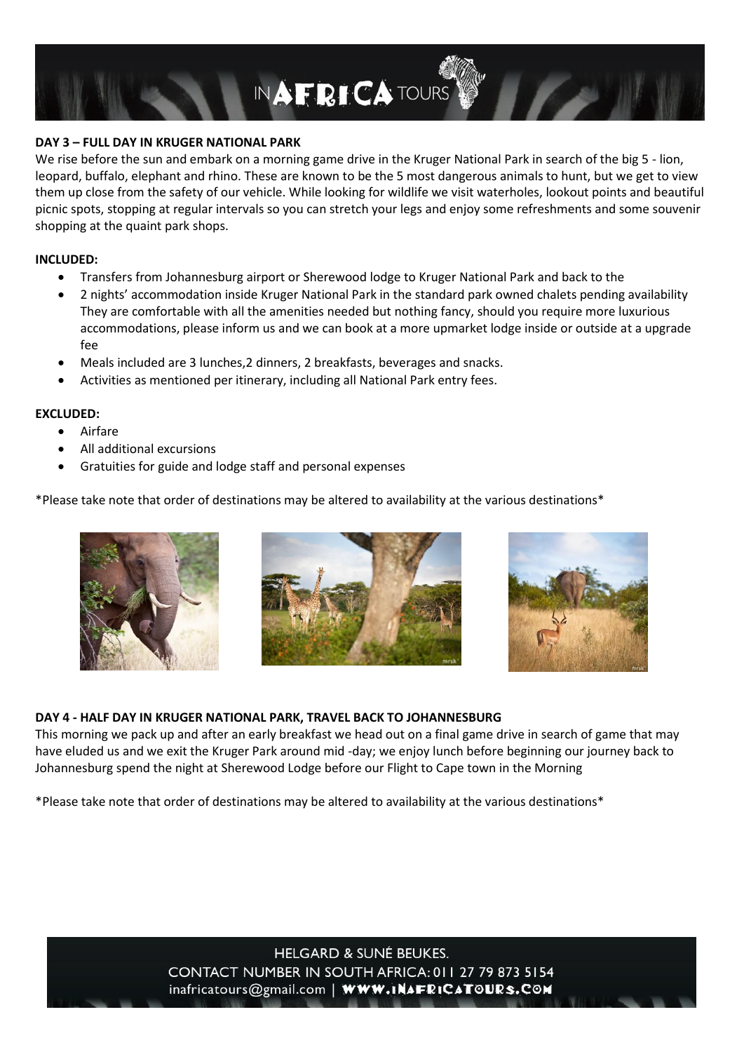### DAY 3 – FULL DAY IN KRUGER NATIONAL PARK

We rise before the sun and embark on a morning game drive in the Kruger National Park in search of the big 5 - lion, leopard, buffalo, elephant and rhino. These are known to be the 5 most dangerous animals to hunt, but we get to view them up close from the safety of our vehicle. While looking for wildlife we visit waterholes, lookout points and beautiful picnic spots, stopping at regular intervals so you can stretch your legs and enjoy some refreshments and some souvenir shopping at the quaint park shops.

**INCLUDED:**

- Transfers from Johannesburg airport or Sherewood lodge to Kruger National Park and back to the
- 2 nights' accommodation inside Kruger National Park in the standard park owned chalets pending availability They are comfortable with all the amenities needed but nothing fancy, should you require more luxurious accommodations, please inform us and we can book at a more upmarket lodge inside or outside at a upgrade fee
- Meals included are 3 lunches,2 dinners, 2 breakfasts, beverages and snacks.
- Activities as mentioned per itinerary, including all National Park entry fees.

**EXCLUDED:**

- Airfare
- All additional excursions
- Gratuities for guide and lodge staff and personal expenses

*Please take note that order of destinations may be altered to availability at the various destinations*

### DAY 4 - HALF DAY IN KRUGER NATIONAL PARK, TRAVEL BACK TO JOHANNESBURG

This morning we pack up and after an early breakfast we head out on a final game drive in search of game that may have eluded us and we exit the Kruger Park around mid -day; we enjoy lunch before beginning our journey back to Johannesburg spend the night at Sherewood Lodge before our Flight to Cape town in the Morning

*Please take note that order of destinations may be altered to availability at the various destinations*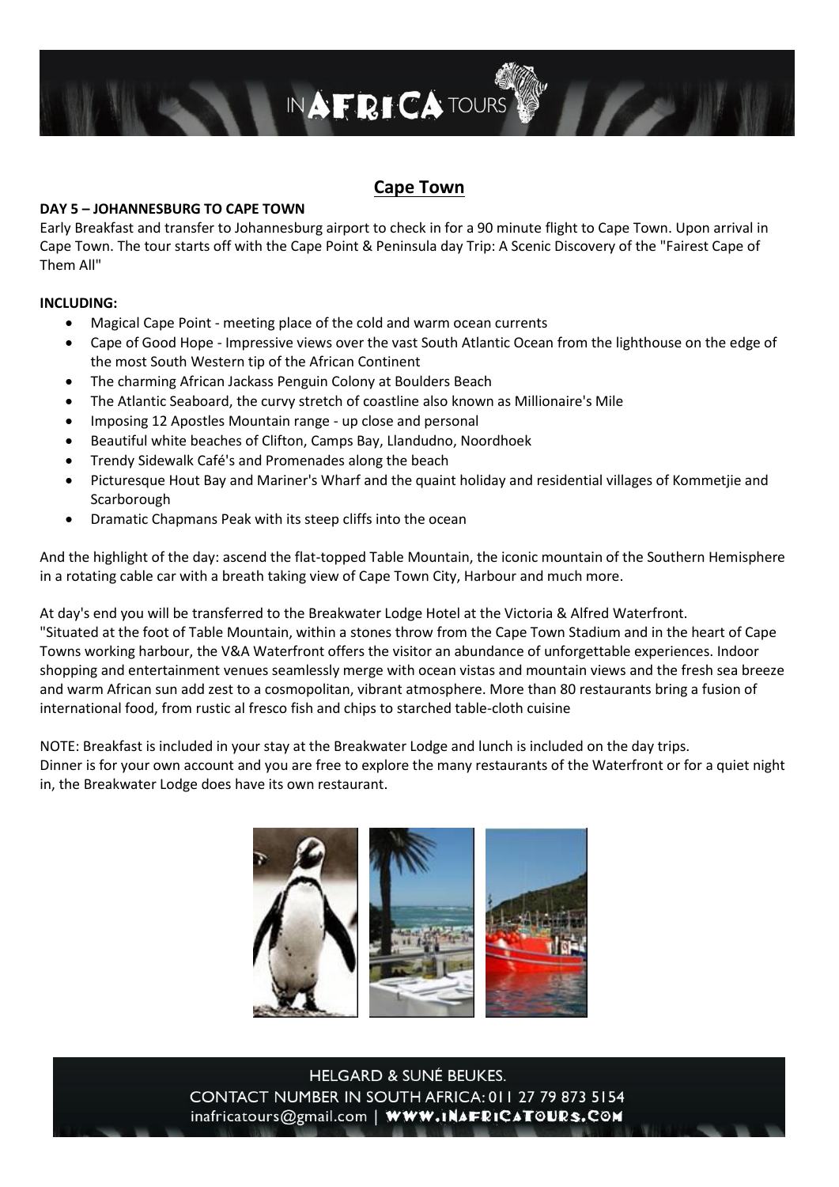## Cape Town

**DAY 5 – JOHANNESBURG TO CAPE TOWN**

Early Breakfast and transfer to Johannesburg airport to check in for a 90 minute flight to Cape Town. Upon arrival in Cape Town. The tour starts off with the Cape Point & Peninsula day Trip: A Scenic Discovery of the "Fairest Cape of Them All"

**INCLUDING:**

- Magical Cape Point - meeting place of the cold and warm ocean currents
- Cape of Good Hope - Impressive views over the vast South Atlantic Ocean from the lighthouse on the edge of the most South Western tip of the African Continent
- The charming African Jackass Penguin Colony at Boulders Beach
- The Atlantic Seaboard, the curvy stretch of coastline also known as Millionaire's Mile
- Imposing 12 Apostles Mountain range - up close and personal
- Beautiful white beaches of Clifton, Camps Bay, Llandudno, Noordhoek
- Trendy Sidewalk Café's and Promenades along the beach
- Picturesque Hout Bay and Mariner's Wharf and the quaint holiday and residential villages of Kommetjie and Scarborough
- Dramatic Chapmans Peak with its steep cliffs into the ocean

And the highlight of the day: ascend the flat-topped Table Mountain, the iconic mountain of the Southern Hemisphere in a rotating cable car with a breath taking view of Cape Town City, Harbour and much more.

At day's end you will be transferred to the Breakwater Lodge Hotel at the Victoria & Alfred Waterfront.
"Situated at the foot of Table Mountain, within a stones throw from the Cape Town Stadium and in the heart of Cape Towns working harbour, the V&A Waterfront offers the visitor an abundance of unforgettable experiences. Indoor shopping and entertainment venues seamlessly merge with ocean vistas and mountain views and the fresh sea breeze and warm African sun add zest to a cosmopolitan, vibrant atmosphere. More than 80 restaurants bring a fusion of international food, from rustic al fresco fish and chips to starched table-cloth cuisine

NOTE: Breakfast is included in your stay at the Breakwater Lodge and lunch is included on the day trips.
Dinner is for your own account and you are free to explore the many restaurants of the Waterfront or for a quiet night in, the Breakwater Lodge does have its own restaurant.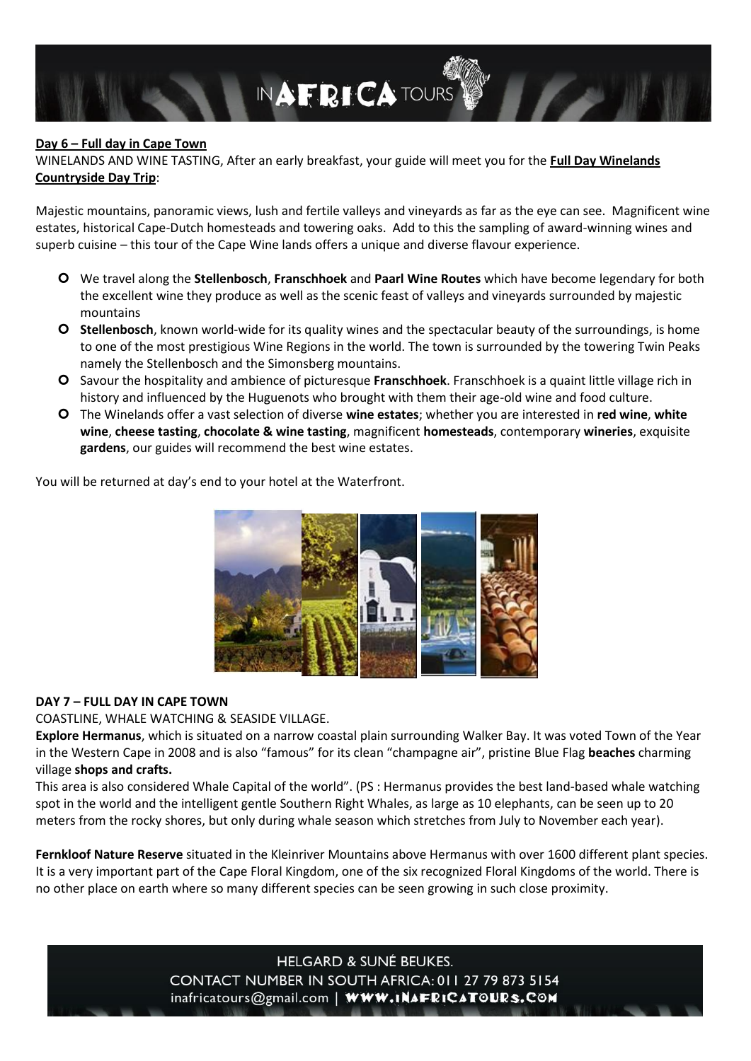**Day 6 – Full day in Cape Town**

WINELANDS AND WINE TASTING, After an early breakfast, your guide will meet you for the **Full Day Winelands Countryside Day Trip**:

Majestic mountains, panoramic views, lush and fertile valleys and vineyards as far as the eye can see. Magnificent wine estates, historical Cape-Dutch homesteads and towering oaks. Add to this the sampling of award-winning wines and superb cuisine – this tour of the Cape Wine lands offers a unique and diverse flavour experience.

- We travel along the **Stellenbosch**, **Franschhoek** and **Paarl Wine Routes** which have become legendary for both the excellent wine they produce as well as the scenic feast of valleys and vineyards surrounded by majestic mountains
- **Stellenbosch**, known world-wide for its quality wines and the spectacular beauty of the surroundings, is home to one of the most prestigious Wine Regions in the world. The town is surrounded by the towering Twin Peaks namely the Stellenbosch and the Simonsberg mountains.
- Savour the hospitality and ambience of picturesque **Franschhoek**. Franschhoek is a quaint little village rich in history and influenced by the Huguenots who brought with them their age-old wine and food culture.
- The Winelands offer a vast selection of diverse **wine estates**; whether you are interested in **red wine**, **white wine**, **cheese tasting**, **chocolate & wine tasting**, magnificent **homesteads**, contemporary **wineries**, exquisite **gardens**, our guides will recommend the best wine estates.

You will be returned at day's end to your hotel at the Waterfront.

**DAY 7 – FULL DAY IN CAPE TOWN**

COASTLINE, WHALE WATCHING & SEASIDE VILLAGE.

**Explore Hermanus**, which is situated on a narrow coastal plain surrounding Walker Bay. It was voted Town of the Year in the Western Cape in 2008 and is also "famous" for its clean "champagne air", pristine Blue Flag **beaches** charming village **shops and crafts.**

This area is also considered Whale Capital of the world". (PS : Hermanus provides the best land-based whale watching spot in the world and the intelligent gentle Southern Right Whales, as large as 10 elephants, can be seen up to 20 meters from the rocky shores, but only during whale season which stretches from July to November each year).

**Fernkloof Nature Reserve** situated in the Kleinriver Mountains above Hermanus with over 1600 different plant species. It is a very important part of the Cape Floral Kingdom, one of the six recognized Floral Kingdoms of the world. There is no other place on earth where so many different species can be seen growing in such close proximity.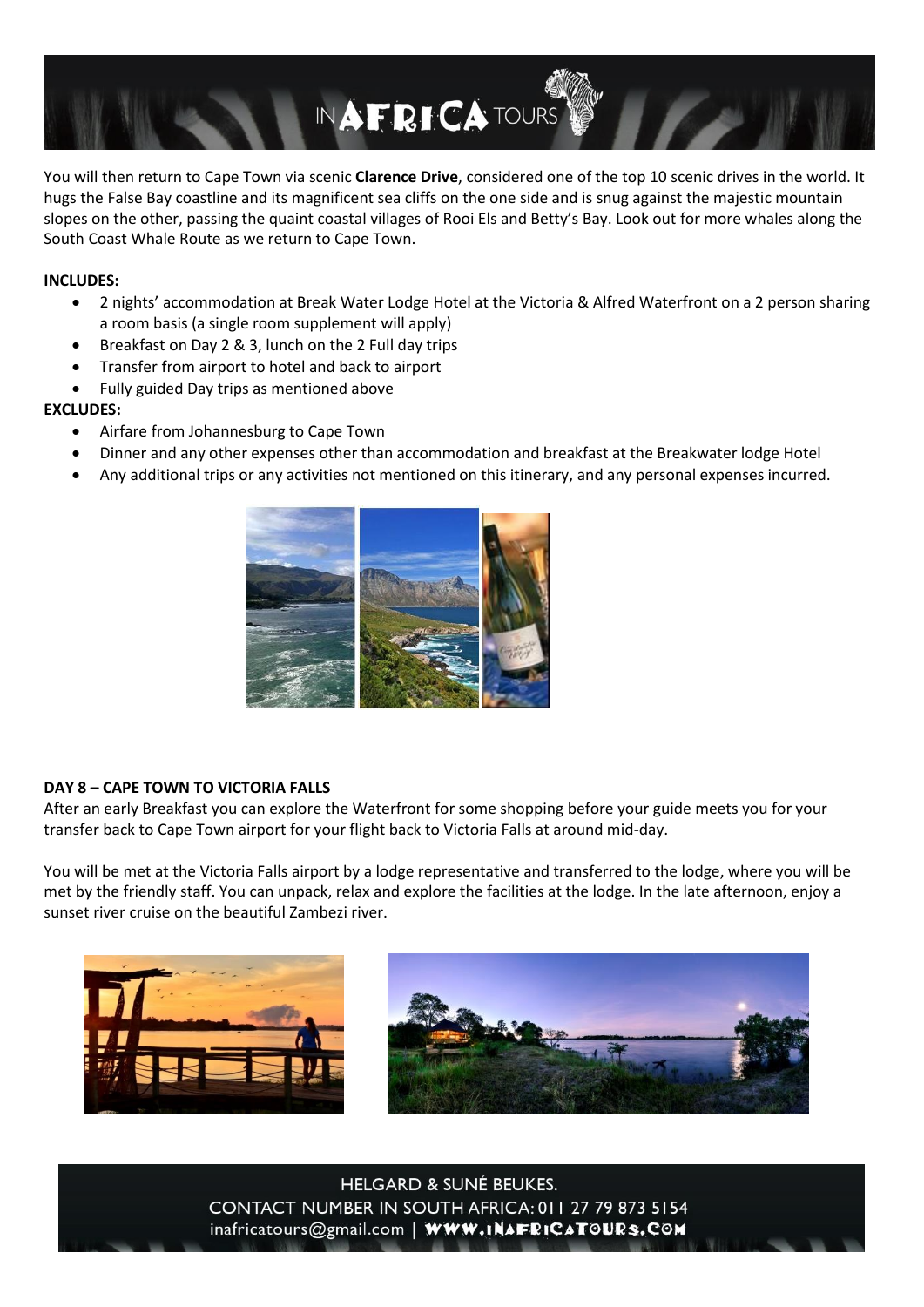You will then return to Cape Town via scenic **Clarence Drive**, considered one of the top 10 scenic drives in the world. It hugs the False Bay coastline and its magnificent sea cliffs on the one side and is snug against the majestic mountain slopes on the other, passing the quaint coastal villages of Rooi Els and Betty's Bay. Look out for more whales along the South Coast Whale Route as we return to Cape Town.

**INCLUDES:**

- 2 nights' accommodation at Break Water Lodge Hotel at the Victoria & Alfred Waterfront on a 2 person sharing a room basis (a single room supplement will apply)
- Breakfast on Day 2 & 3, lunch on the 2 Full day trips
- Transfer from airport to hotel and back to airport
- Fully guided Day trips as mentioned above

**EXCLUDES:**

- Airfare from Johannesburg to Cape Town
- Dinner and any other expenses other than accommodation and breakfast at the Breakwater lodge Hotel
- Any additional trips or any activities not mentioned on this itinerary, and any personal expenses incurred.

**DAY 8 – CAPE TOWN TO VICTORIA FALLS**

After an early Breakfast you can explore the Waterfront for some shopping before your guide meets you for your transfer back to Cape Town airport for your flight back to Victoria Falls at around mid-day.

You will be met at the Victoria Falls airport by a lodge representative and transferred to the lodge, where you will be met by the friendly staff. You can unpack, relax and explore the facilities at the lodge. In the late afternoon, enjoy a sunset river cruise on the beautiful Zambezi river.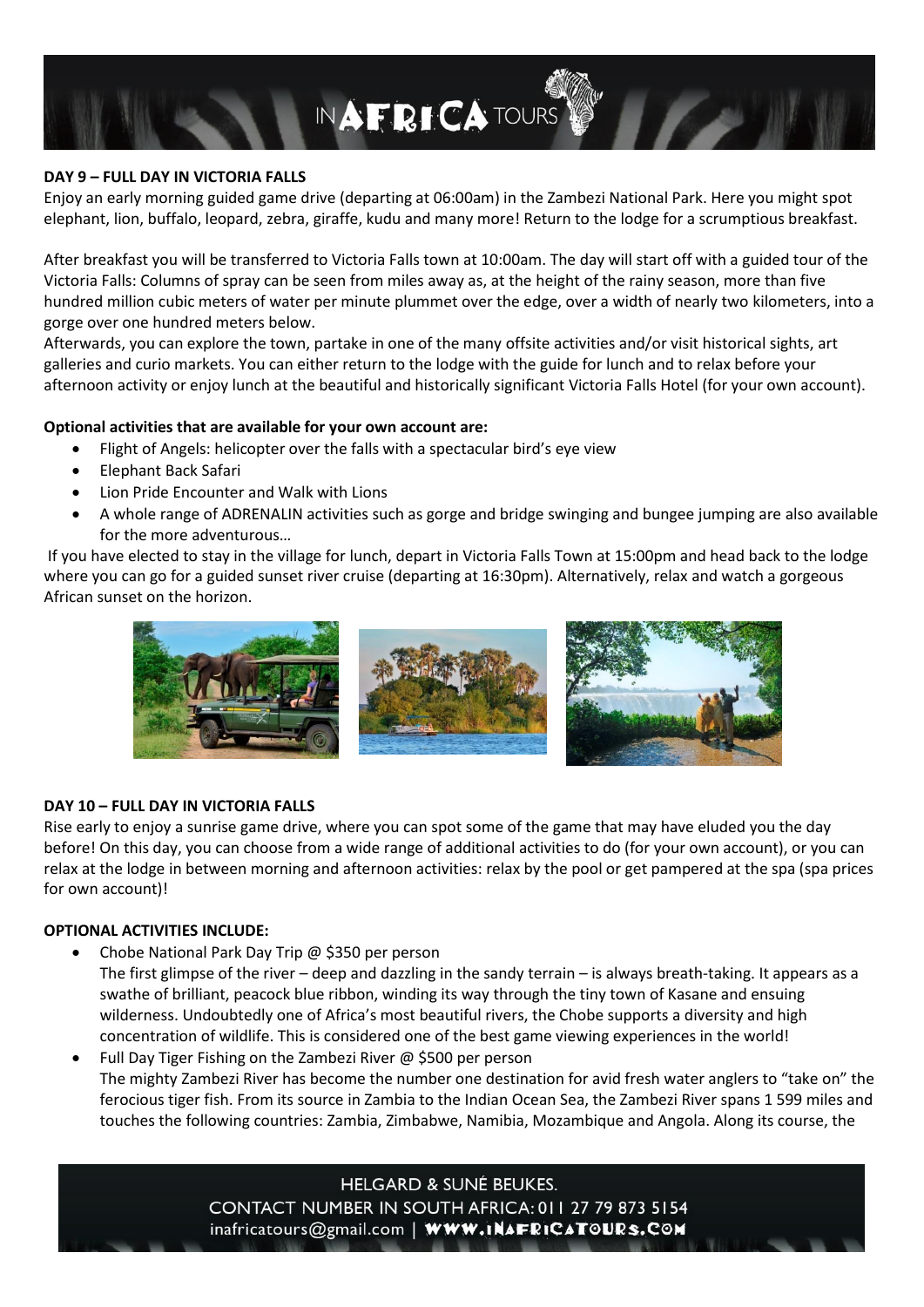## DAY 9 – FULL DAY IN VICTORIA FALLS

Enjoy an early morning guided game drive (departing at 06:00am) in the Zambezi National Park. Here you might spot elephant, lion, buffalo, leopard, zebra, giraffe, kudu and many more! Return to the lodge for a scrumptious breakfast.

After breakfast you will be transferred to Victoria Falls town at 10:00am. The day will start off with a guided tour of the Victoria Falls: Columns of spray can be seen from miles away as, at the height of the rainy season, more than five hundred million cubic meters of water per minute plummet over the edge, over a width of nearly two kilometers, into a gorge over one hundred meters below.
Afterwards, you can explore the town, partake in one of the many offsite activities and/or visit historical sights, art galleries and curio markets. You can either return to the lodge with the guide for lunch and to relax before your afternoon activity or enjoy lunch at the beautiful and historically significant Victoria Falls Hotel (for your own account).

**Optional activities that are available for your own account are:**

- Flight of Angels: helicopter over the falls with a spectacular bird's eye view
- Elephant Back Safari
- Lion Pride Encounter and Walk with Lions
- A whole range of ADRENALIN activities such as gorge and bridge swinging and bungee jumping are also available for the more adventurous…

If you have elected to stay in the village for lunch, depart in Victoria Falls Town at 15:00pm and head back to the lodge where you can go for a guided sunset river cruise (departing at 16:30pm). Alternatively, relax and watch a gorgeous African sunset on the horizon.

## DAY 10 – FULL DAY IN VICTORIA FALLS

Rise early to enjoy a sunrise game drive, where you can spot some of the game that may have eluded you the day before! On this day, you can choose from a wide range of additional activities to do (for your own account), or you can relax at the lodge in between morning and afternoon activities: relax by the pool or get pampered at the spa (spa prices for own account)!

**OPTIONAL ACTIVITIES INCLUDE:**

- Chobe National Park Day Trip @ $350 per person
  The first glimpse of the river – deep and dazzling in the sandy terrain – is always breath-taking. It appears as a swathe of brilliant, peacock blue ribbon, winding its way through the tiny town of Kasane and ensuing wilderness. Undoubtedly one of Africa's most beautiful rivers, the Chobe supports a diversity and high concentration of wildlife. This is considered one of the best game viewing experiences in the world!
- Full Day Tiger Fishing on the Zambezi River @ $500 per person
  The mighty Zambezi River has become the number one destination for avid fresh water anglers to "take on" the ferocious tiger fish. From its source in Zambia to the Indian Ocean Sea, the Zambezi River spans 1 599 miles and touches the following countries: Zambia, Zimbabwe, Namibia, Mozambique and Angola. Along its course, the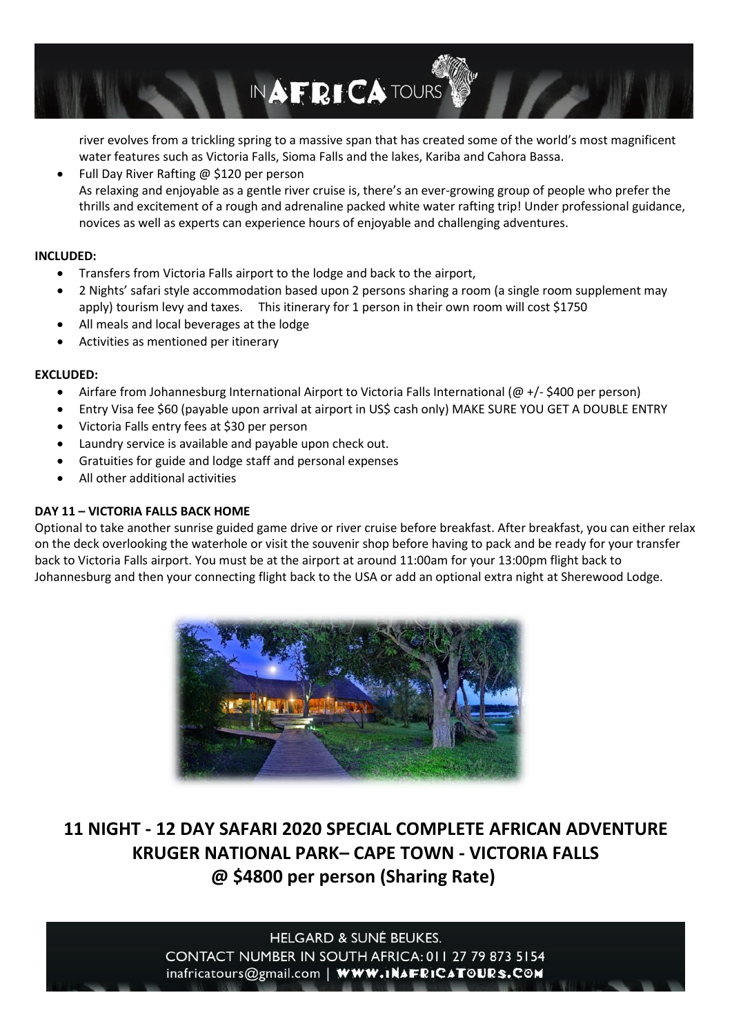river evolves from a trickling spring to a massive span that has created some of the world's most magnificent water features such as Victoria Falls, Sioma Falls and the lakes, Kariba and Cahora Bassa.

- Full Day River Rafting @ $120 per person
  As relaxing and enjoyable as a gentle river cruise is, there's an ever-growing group of people who prefer the thrills and excitement of a rough and adrenaline packed white water rafting trip! Under professional guidance, novices as well as experts can experience hours of enjoyable and challenging adventures.

**INCLUDED:**

- Transfers from Victoria Falls airport to the lodge and back to the airport,
- 2 Nights' safari style accommodation based upon 2 persons sharing a room (a single room supplement may apply) tourism levy and taxes. This itinerary for 1 person in their own room will cost $1750
- All meals and local beverages at the lodge
- Activities as mentioned per itinerary

**EXCLUDED:**

- Airfare from Johannesburg International Airport to Victoria Falls International (@ +/- $400 per person)
- Entry Visa fee $60 (payable upon arrival at airport in US$ cash only) MAKE SURE YOU GET A DOUBLE ENTRY
- Victoria Falls entry fees at $30 per person
- Laundry service is available and payable upon check out.
- Gratuities for guide and lodge staff and personal expenses
- All other additional activities

**DAY 11 – VICTORIA FALLS BACK HOME**

Optional to take another sunrise guided game drive or river cruise before breakfast. After breakfast, you can either relax on the deck overlooking the waterhole or visit the souvenir shop before having to pack and be ready for your transfer back to Victoria Falls airport. You must be at the airport at around 11:00am for your 13:00pm flight back to Johannesburg and then your connecting flight back to the USA or add an optional extra night at Sherewood Lodge.

## 11 NIGHT - 12 DAY SAFARI 2020 SPECIAL COMPLETE AFRICAN ADVENTURE KRUGER NATIONAL PARK– CAPE TOWN - VICTORIA FALLS @ $4800 per person (Sharing Rate)

HELGARD & SUNÉ BEUKES.
CONTACT NUMBER IN SOUTH AFRICA: 011 27 79 873 5154
inafricatours@gmail.com | WWW.INAFRICATOURS.COM